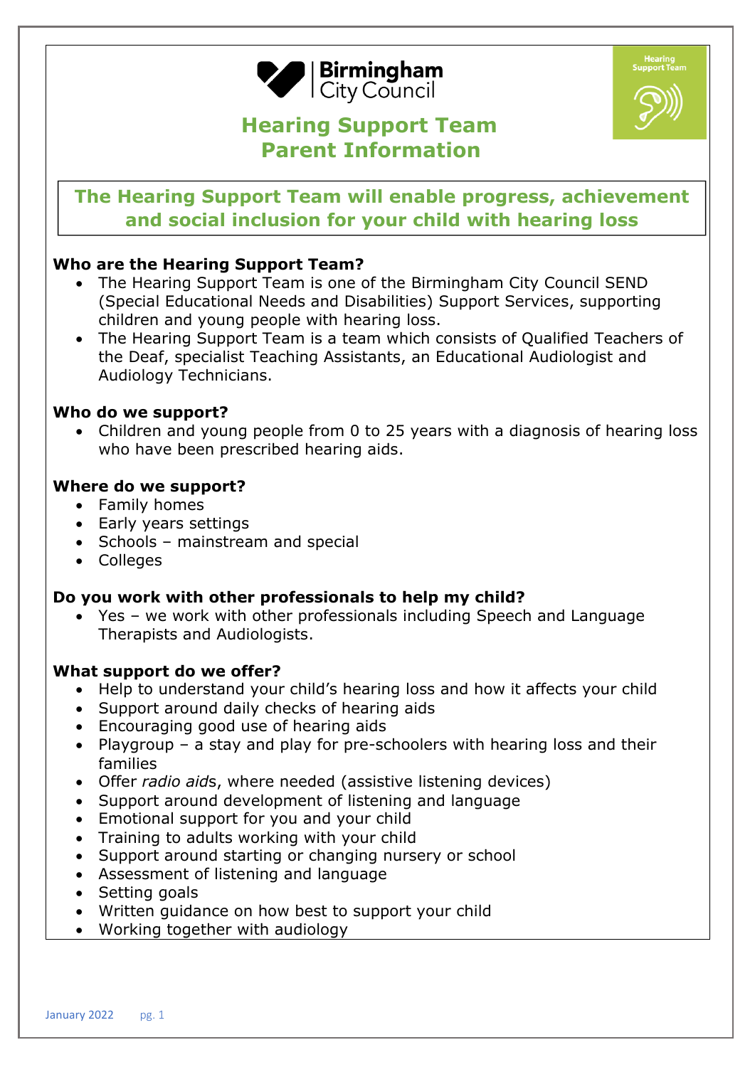Birmingham City Council

Hearing Support Team

# Hearing Support Team
# Parent Information

**The Hearing Support Team will enable progress, achievement and social inclusion for your child with hearing loss**

**Who are the Hearing Support Team?**

- The Hearing Support Team is one of the Birmingham City Council SEND (Special Educational Needs and Disabilities) Support Services, supporting children and young people with hearing loss.
- The Hearing Support Team is a team which consists of Qualified Teachers of the Deaf, specialist Teaching Assistants, an Educational Audiologist and Audiology Technicians.

**Who do we support?**

- Children and young people from 0 to 25 years with a diagnosis of hearing loss who have been prescribed hearing aids.

**Where do we support?**

- Family homes
- Early years settings
- Schools – mainstream and special
- Colleges

**Do you work with other professionals to help my child?**

- Yes – we work with other professionals including Speech and Language Therapists and Audiologists.

**What support do we offer?**

- Help to understand your child's hearing loss and how it affects your child
- Support around daily checks of hearing aids
- Encouraging good use of hearing aids
- Playgroup – a stay and play for pre-schoolers with hearing loss and their families
- Offer *radio aids*, where needed (assistive listening devices)
- Support around development of listening and language
- Emotional support for you and your child
- Training to adults working with your child
- Support around starting or changing nursery or school
- Assessment of listening and language
- Setting goals
- Written guidance on how best to support your child
- Working together with audiology

January 2022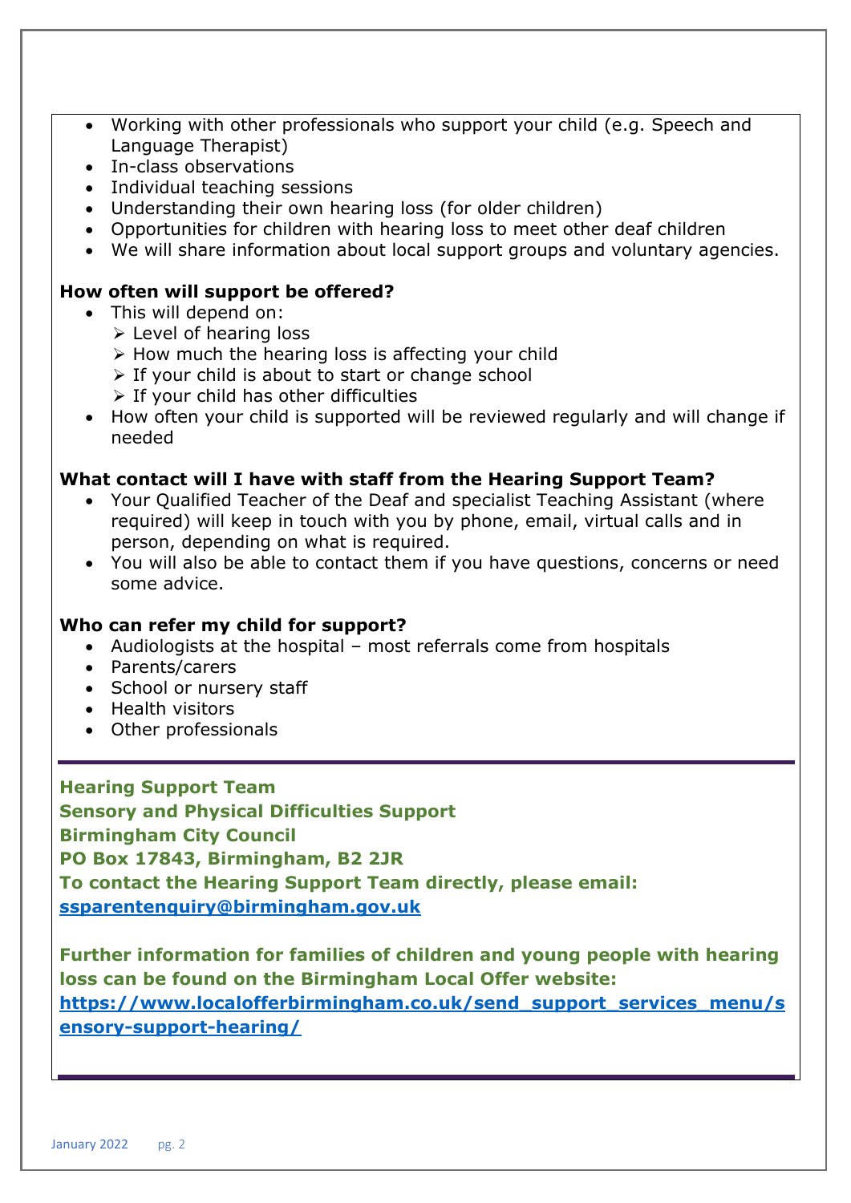- Working with other professionals who support your child (e.g. Speech and Language Therapist)
- In-class observations
- Individual teaching sessions
- Understanding their own hearing loss (for older children)
- Opportunities for children with hearing loss to meet other deaf children
- We will share information about local support groups and voluntary agencies.

**How often will support be offered?**

- This will depend on:
  - Level of hearing loss
  - How much the hearing loss is affecting your child
  - If your child is about to start or change school
  - If your child has other difficulties
- How often your child is supported will be reviewed regularly and will change if needed

**What contact will I have with staff from the Hearing Support Team?**

- Your Qualified Teacher of the Deaf and specialist Teaching Assistant (where required) will keep in touch with you by phone, email, virtual calls and in person, depending on what is required.
- You will also be able to contact them if you have questions, concerns or need some advice.

**Who can refer my child for support?**

- Audiologists at the hospital – most referrals come from hospitals
- Parents/carers
- School or nursery staff
- Health visitors
- Other professionals

**Hearing Support Team**
**Sensory and Physical Difficulties Support**
**Birmingham City Council**
**PO Box 17843, Birmingham, B2 2JR**
**To contact the Hearing Support Team directly, please email:**
**ssparentenquiry@birmingham.gov.uk**

**Further information for families of children and young people with hearing loss can be found on the Birmingham Local Offer website:**
**https://www.localofferbirmingham.co.uk/send_support_services_menu/sensory-support-hearing/**